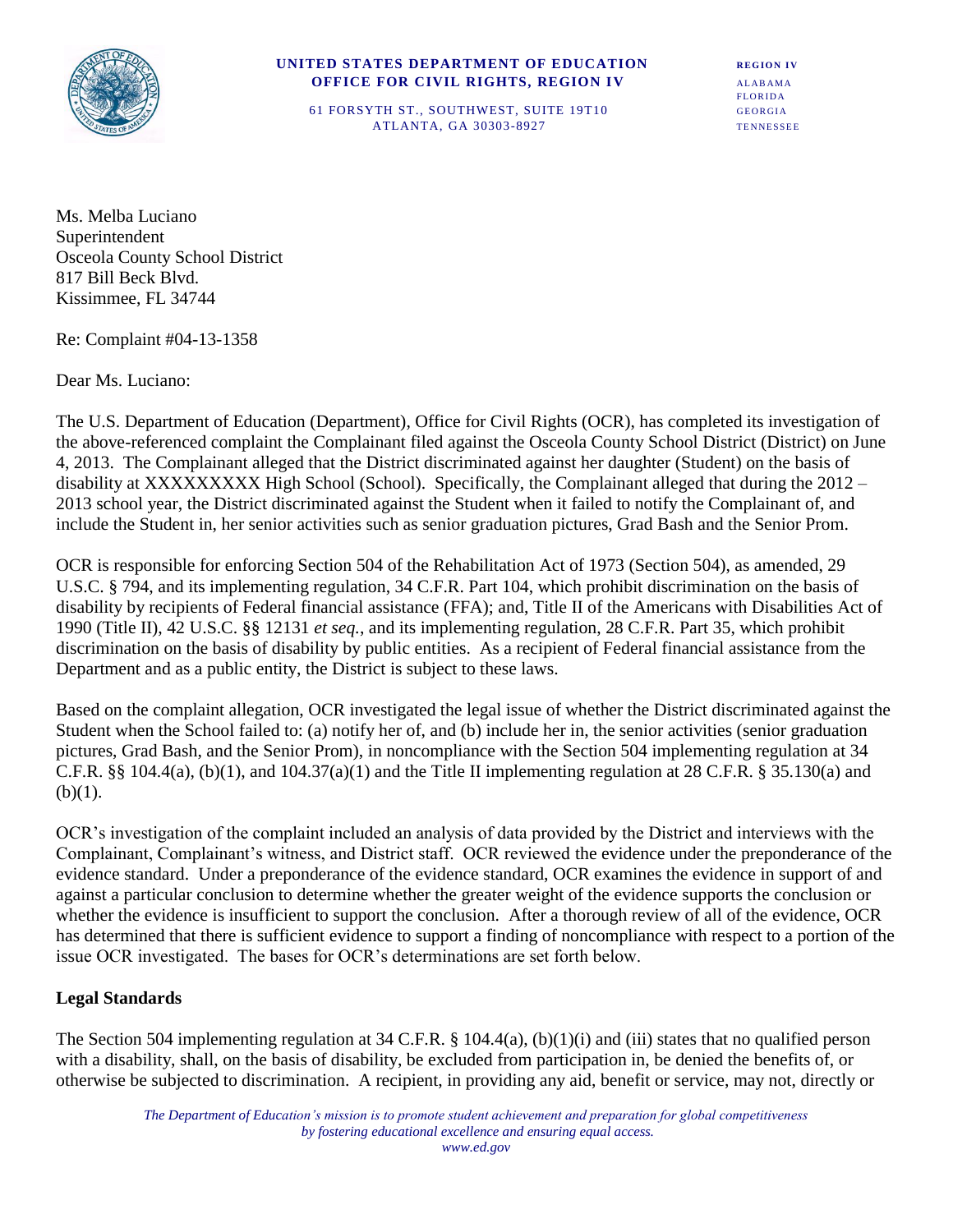**UNITED STATES DEPARTMENT OF EDUCATION**
**OFFICE FOR CIVIL RIGHTS, REGION IV**

61 FORSYTH ST., SOUTHWEST, SUITE 19T10
ATLANTA, GA 30303-8927

**REGION IV**
ALABAMA
FLORIDA
GEORGIA
TENNESSEE

Ms. Melba Luciano
Superintendent
Osceola County School District
817 Bill Beck Blvd.
Kissimmee, FL 34744

Re: Complaint #04-13-1358

Dear Ms. Luciano:

The U.S. Department of Education (Department), Office for Civil Rights (OCR), has completed its investigation of the above-referenced complaint the Complainant filed against the Osceola County School District (District) on June 4, 2013. The Complainant alleged that the District discriminated against her daughter (Student) on the basis of disability at XXXXXXXXX High School (School). Specifically, the Complainant alleged that during the 2012 – 2013 school year, the District discriminated against the Student when it failed to notify the Complainant of, and include the Student in, her senior activities such as senior graduation pictures, Grad Bash and the Senior Prom.

OCR is responsible for enforcing Section 504 of the Rehabilitation Act of 1973 (Section 504), as amended, 29 U.S.C. § 794, and its implementing regulation, 34 C.F.R. Part 104, which prohibit discrimination on the basis of disability by recipients of Federal financial assistance (FFA); and, Title II of the Americans with Disabilities Act of 1990 (Title II), 42 U.S.C. §§ 12131 *et seq.*, and its implementing regulation, 28 C.F.R. Part 35, which prohibit discrimination on the basis of disability by public entities. As a recipient of Federal financial assistance from the Department and as a public entity, the District is subject to these laws.

Based on the complaint allegation, OCR investigated the legal issue of whether the District discriminated against the Student when the School failed to: (a) notify her of, and (b) include her in, the senior activities (senior graduation pictures, Grad Bash, and the Senior Prom), in noncompliance with the Section 504 implementing regulation at 34 C.F.R. §§ 104.4(a), (b)(1), and 104.37(a)(1) and the Title II implementing regulation at 28 C.F.R. § 35.130(a) and (b)(1).

OCR's investigation of the complaint included an analysis of data provided by the District and interviews with the Complainant, Complainant's witness, and District staff. OCR reviewed the evidence under the preponderance of the evidence standard. Under a preponderance of the evidence standard, OCR examines the evidence in support of and against a particular conclusion to determine whether the greater weight of the evidence supports the conclusion or whether the evidence is insufficient to support the conclusion. After a thorough review of all of the evidence, OCR has determined that there is sufficient evidence to support a finding of noncompliance with respect to a portion of the issue OCR investigated. The bases for OCR's determinations are set forth below.

## Legal Standards

The Section 504 implementing regulation at 34 C.F.R. § 104.4(a), (b)(1)(i) and (iii) states that no qualified person with a disability, shall, on the basis of disability, be excluded from participation in, be denied the benefits of, or otherwise be subjected to discrimination. A recipient, in providing any aid, benefit or service, may not, directly or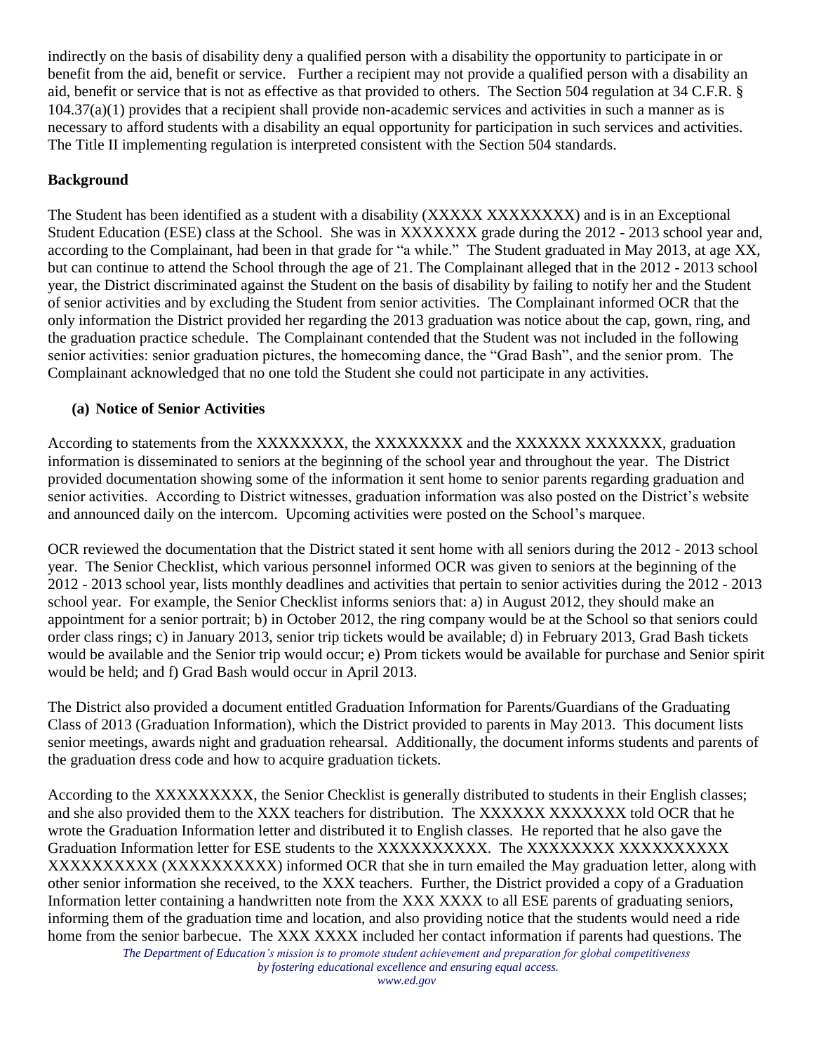indirectly on the basis of disability deny a qualified person with a disability the opportunity to participate in or benefit from the aid, benefit or service. Further a recipient may not provide a qualified person with a disability an aid, benefit or service that is not as effective as that provided to others. The Section 504 regulation at 34 C.F.R. § 104.37(a)(1) provides that a recipient shall provide non-academic services and activities in such a manner as is necessary to afford students with a disability an equal opportunity for participation in such services and activities. The Title II implementing regulation is interpreted consistent with the Section 504 standards.

**Background**

The Student has been identified as a student with a disability (XXXXX XXXXXXXX) and is in an Exceptional Student Education (ESE) class at the School. She was in XXXXXXX grade during the 2012 - 2013 school year and, according to the Complainant, had been in that grade for "a while." The Student graduated in May 2013, at age XX, but can continue to attend the School through the age of 21. The Complainant alleged that in the 2012 - 2013 school year, the District discriminated against the Student on the basis of disability by failing to notify her and the Student of senior activities and by excluding the Student from senior activities. The Complainant informed OCR that the only information the District provided her regarding the 2013 graduation was notice about the cap, gown, ring, and the graduation practice schedule. The Complainant contended that the Student was not included in the following senior activities: senior graduation pictures, the homecoming dance, the "Grad Bash", and the senior prom. The Complainant acknowledged that no one told the Student she could not participate in any activities.

**(a) Notice of Senior Activities**

According to statements from the XXXXXXXX, the XXXXXXXX and the XXXXXX XXXXXXX, graduation information is disseminated to seniors at the beginning of the school year and throughout the year. The District provided documentation showing some of the information it sent home to senior parents regarding graduation and senior activities. According to District witnesses, graduation information was also posted on the District's website and announced daily on the intercom. Upcoming activities were posted on the School's marquee.

OCR reviewed the documentation that the District stated it sent home with all seniors during the 2012 - 2013 school year. The Senior Checklist, which various personnel informed OCR was given to seniors at the beginning of the 2012 - 2013 school year, lists monthly deadlines and activities that pertain to senior activities during the 2012 - 2013 school year. For example, the Senior Checklist informs seniors that: a) in August 2012, they should make an appointment for a senior portrait; b) in October 2012, the ring company would be at the School so that seniors could order class rings; c) in January 2013, senior trip tickets would be available; d) in February 2013, Grad Bash tickets would be available and the Senior trip would occur; e) Prom tickets would be available for purchase and Senior spirit would be held; and f) Grad Bash would occur in April 2013.

The District also provided a document entitled Graduation Information for Parents/Guardians of the Graduating Class of 2013 (Graduation Information), which the District provided to parents in May 2013. This document lists senior meetings, awards night and graduation rehearsal. Additionally, the document informs students and parents of the graduation dress code and how to acquire graduation tickets.

According to the XXXXXXXXX, the Senior Checklist is generally distributed to students in their English classes; and she also provided them to the XXX teachers for distribution. The XXXXXX XXXXXXX told OCR that he wrote the Graduation Information letter and distributed it to English classes. He reported that he also gave the Graduation Information letter for ESE students to the XXXXXXXXXX. The XXXXXXXX XXXXXXXXXX XXXXXXXXXX (XXXXXXXXXX) informed OCR that she in turn emailed the May graduation letter, along with other senior information she received, to the XXX teachers. Further, the District provided a copy of a Graduation Information letter containing a handwritten note from the XXX XXXX to all ESE parents of graduating seniors, informing them of the graduation time and location, and also providing notice that the students would need a ride home from the senior barbecue. The XXX XXXX included her contact information if parents had questions. The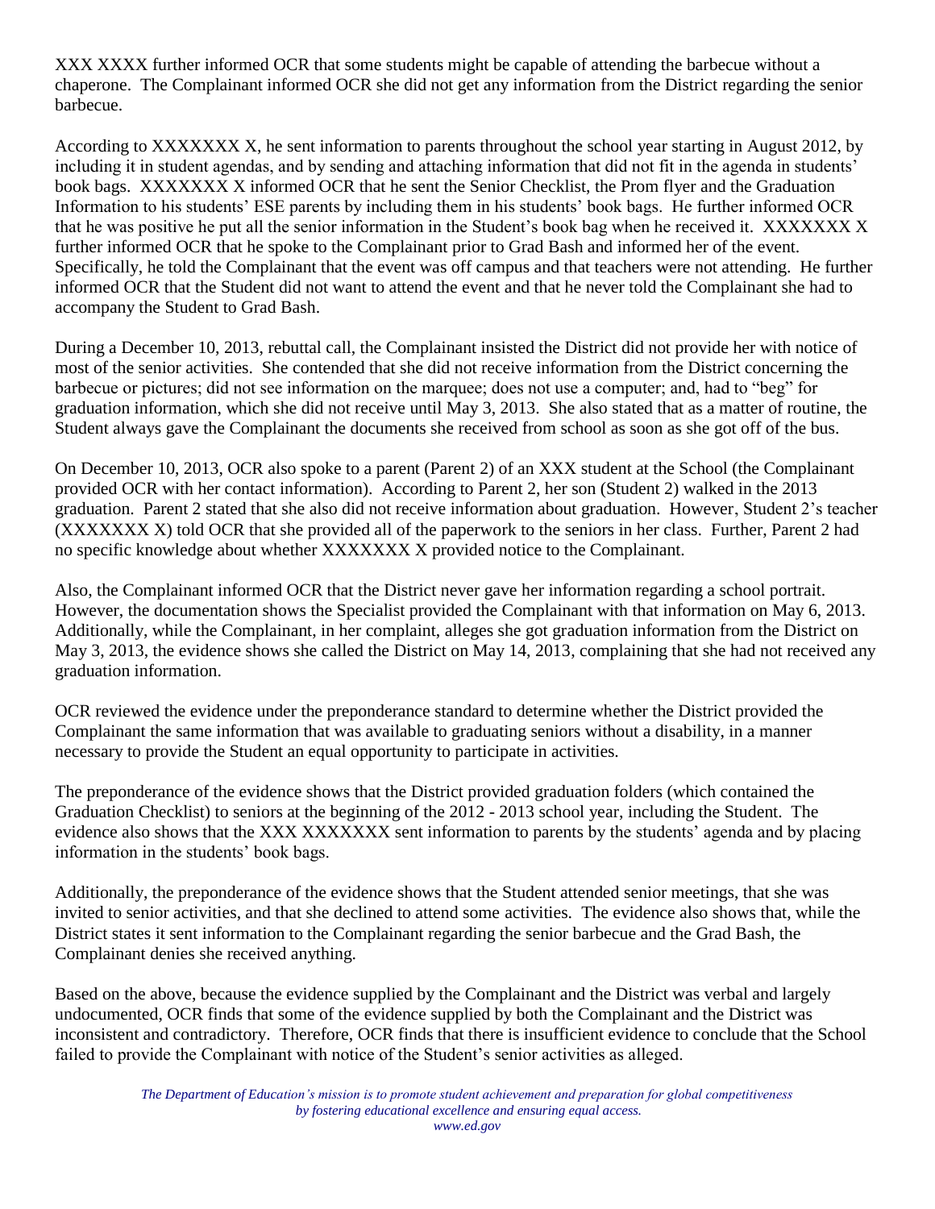XXX XXXX further informed OCR that some students might be capable of attending the barbecue without a chaperone. The Complainant informed OCR she did not get any information from the District regarding the senior barbecue.

According to XXXXXXX X, he sent information to parents throughout the school year starting in August 2012, by including it in student agendas, and by sending and attaching information that did not fit in the agenda in students' book bags. XXXXXXX X informed OCR that he sent the Senior Checklist, the Prom flyer and the Graduation Information to his students' ESE parents by including them in his students' book bags. He further informed OCR that he was positive he put all the senior information in the Student's book bag when he received it. XXXXXXX X further informed OCR that he spoke to the Complainant prior to Grad Bash and informed her of the event. Specifically, he told the Complainant that the event was off campus and that teachers were not attending. He further informed OCR that the Student did not want to attend the event and that he never told the Complainant she had to accompany the Student to Grad Bash.

During a December 10, 2013, rebuttal call, the Complainant insisted the District did not provide her with notice of most of the senior activities. She contended that she did not receive information from the District concerning the barbecue or pictures; did not see information on the marquee; does not use a computer; and, had to "beg" for graduation information, which she did not receive until May 3, 2013. She also stated that as a matter of routine, the Student always gave the Complainant the documents she received from school as soon as she got off of the bus.

On December 10, 2013, OCR also spoke to a parent (Parent 2) of an XXX student at the School (the Complainant provided OCR with her contact information). According to Parent 2, her son (Student 2) walked in the 2013 graduation. Parent 2 stated that she also did not receive information about graduation. However, Student 2's teacher (XXXXXXX X) told OCR that she provided all of the paperwork to the seniors in her class. Further, Parent 2 had no specific knowledge about whether XXXXXXX X provided notice to the Complainant.

Also, the Complainant informed OCR that the District never gave her information regarding a school portrait. However, the documentation shows the Specialist provided the Complainant with that information on May 6, 2013. Additionally, while the Complainant, in her complaint, alleges she got graduation information from the District on May 3, 2013, the evidence shows she called the District on May 14, 2013, complaining that she had not received any graduation information.

OCR reviewed the evidence under the preponderance standard to determine whether the District provided the Complainant the same information that was available to graduating seniors without a disability, in a manner necessary to provide the Student an equal opportunity to participate in activities.

The preponderance of the evidence shows that the District provided graduation folders (which contained the Graduation Checklist) to seniors at the beginning of the 2012 - 2013 school year, including the Student. The evidence also shows that the XXX XXXXXXX sent information to parents by the students' agenda and by placing information in the students' book bags.

Additionally, the preponderance of the evidence shows that the Student attended senior meetings, that she was invited to senior activities, and that she declined to attend some activities. The evidence also shows that, while the District states it sent information to the Complainant regarding the senior barbecue and the Grad Bash, the Complainant denies she received anything.

Based on the above, because the evidence supplied by the Complainant and the District was verbal and largely undocumented, OCR finds that some of the evidence supplied by both the Complainant and the District was inconsistent and contradictory. Therefore, OCR finds that there is insufficient evidence to conclude that the School failed to provide the Complainant with notice of the Student's senior activities as alleged.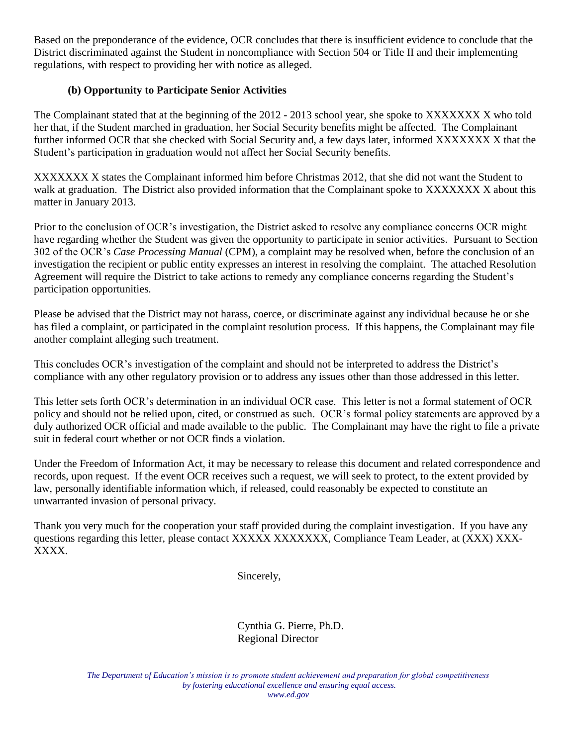Based on the preponderance of the evidence, OCR concludes that there is insufficient evidence to conclude that the District discriminated against the Student in noncompliance with Section 504 or Title II and their implementing regulations, with respect to providing her with notice as alleged.

**(b) Opportunity to Participate Senior Activities**

The Complainant stated that at the beginning of the 2012 - 2013 school year, she spoke to XXXXXXX X who told her that, if the Student marched in graduation, her Social Security benefits might be affected. The Complainant further informed OCR that she checked with Social Security and, a few days later, informed XXXXXXX X that the Student's participation in graduation would not affect her Social Security benefits.

XXXXXXX X states the Complainant informed him before Christmas 2012, that she did not want the Student to walk at graduation. The District also provided information that the Complainant spoke to XXXXXXX X about this matter in January 2013.

Prior to the conclusion of OCR's investigation, the District asked to resolve any compliance concerns OCR might have regarding whether the Student was given the opportunity to participate in senior activities. Pursuant to Section 302 of the OCR's *Case Processing Manual* (CPM), a complaint may be resolved when, before the conclusion of an investigation the recipient or public entity expresses an interest in resolving the complaint. The attached Resolution Agreement will require the District to take actions to remedy any compliance concerns regarding the Student's participation opportunities.

Please be advised that the District may not harass, coerce, or discriminate against any individual because he or she has filed a complaint, or participated in the complaint resolution process. If this happens, the Complainant may file another complaint alleging such treatment.

This concludes OCR's investigation of the complaint and should not be interpreted to address the District's compliance with any other regulatory provision or to address any issues other than those addressed in this letter.

This letter sets forth OCR's determination in an individual OCR case. This letter is not a formal statement of OCR policy and should not be relied upon, cited, or construed as such. OCR's formal policy statements are approved by a duly authorized OCR official and made available to the public. The Complainant may have the right to file a private suit in federal court whether or not OCR finds a violation.

Under the Freedom of Information Act, it may be necessary to release this document and related correspondence and records, upon request. If the event OCR receives such a request, we will seek to protect, to the extent provided by law, personally identifiable information which, if released, could reasonably be expected to constitute an unwarranted invasion of personal privacy.

Thank you very much for the cooperation your staff provided during the complaint investigation. If you have any questions regarding this letter, please contact XXXXX XXXXXXX, Compliance Team Leader, at (XXX) XXX-XXXX.

Sincerely,

Cynthia G. Pierre, Ph.D.
Regional Director

*The Department of Education's mission is to promote student achievement and preparation for global competitiveness by fostering educational excellence and ensuring equal access.*
*www.ed.gov*